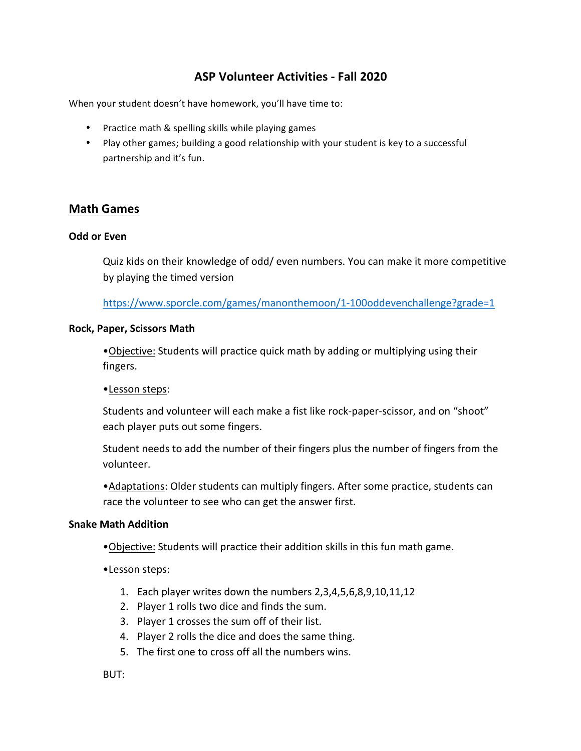# ASP Volunteer Activities - Fall 2020

When your student doesn't have homework, you'll have time to:

- Practice math & spelling skills while playing games
- Play other games; building a good relationship with your student is key to a successful partnership and it's fun.

## Math Games

### Odd or Even

Quiz kids on their knowledge of odd/ even numbers. You can make it more competitive by playing the timed version

https://www.sporcle.com/games/manonthemoon/1-100oddevenchallenge?grade=1

### Rock, Paper, Scissors Math

•Objective: Students will practice quick math by adding or multiplying using their fingers.

•Lesson steps:

Students and volunteer will each make a fist like rock-paper-scissor, and on "shoot" each player puts out some fingers.

Student needs to add the number of their fingers plus the number of fingers from the volunteer.

•Adaptations: Older students can multiply fingers. After some practice, students can race the volunteer to see who can get the answer first.

### Snake Math Addition

•Objective: Students will practice their addition skills in this fun math game.

•Lesson steps:

1. Each player writes down the numbers 2,3,4,5,6,8,9,10,11,12
2. Player 1 rolls two dice and finds the sum.
3. Player 1 crosses the sum off of their list.
4. Player 2 rolls the dice and does the same thing.
5. The first one to cross off all the numbers wins.

BUT: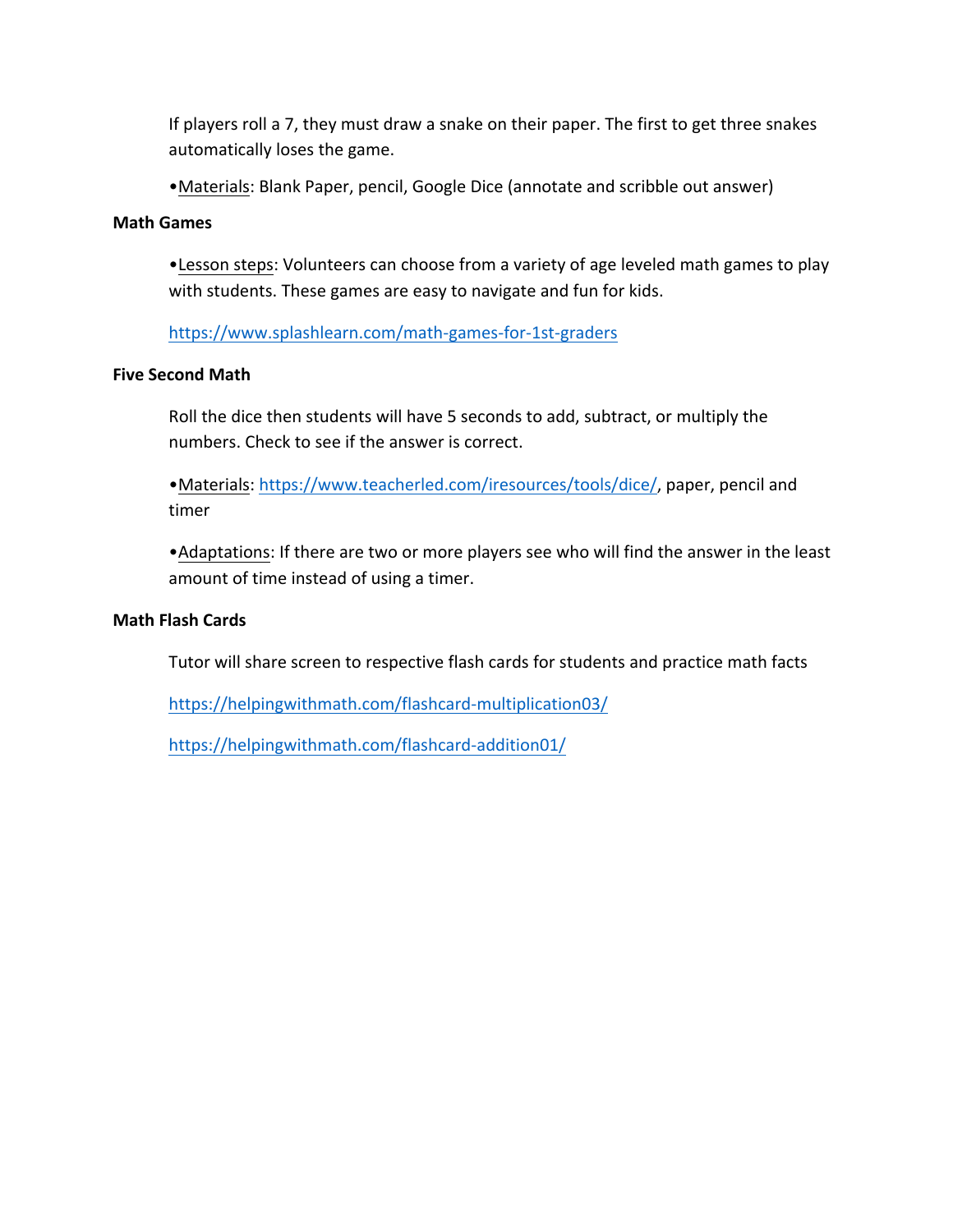If players roll a 7, they must draw a snake on their paper. The first to get three snakes automatically loses the game.

•Materials: Blank Paper, pencil, Google Dice (annotate and scribble out answer)

**Math Games**

•Lesson steps: Volunteers can choose from a variety of age leveled math games to play with students. These games are easy to navigate and fun for kids.

https://www.splashlearn.com/math-games-for-1st-graders

**Five Second Math**

Roll the dice then students will have 5 seconds to add, subtract, or multiply the numbers. Check to see if the answer is correct.

•Materials: https://www.teacherled.com/iresources/tools/dice/, paper, pencil and timer

•Adaptations: If there are two or more players see who will find the answer in the least amount of time instead of using a timer.

**Math Flash Cards**

Tutor will share screen to respective flash cards for students and practice math facts

https://helpingwithmath.com/flashcard-multiplication03/

https://helpingwithmath.com/flashcard-addition01/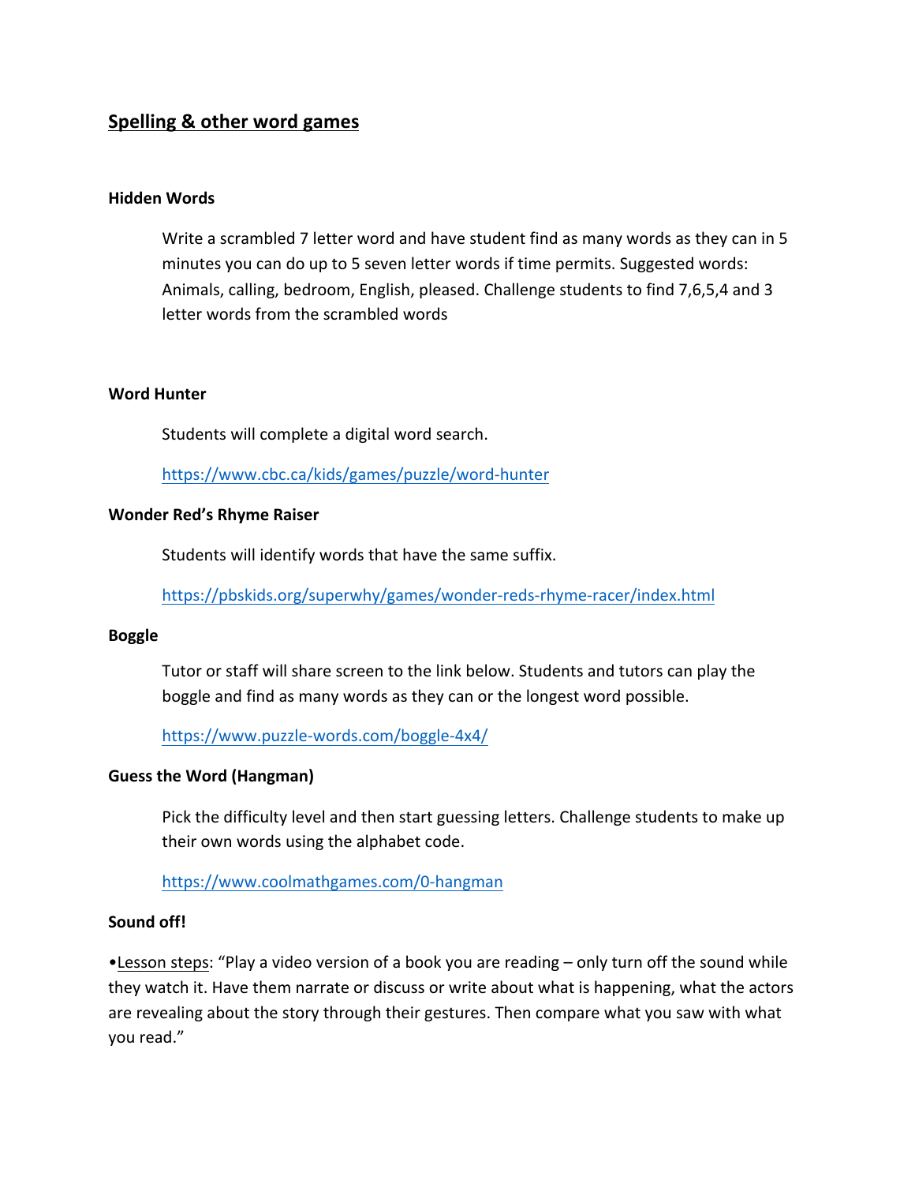## Spelling & other word games

### Hidden Words

Write a scrambled 7 letter word and have student find as many words as they can in 5 minutes you can do up to 5 seven letter words if time permits. Suggested words: Animals, calling, bedroom, English, pleased. Challenge students to find 7,6,5,4 and 3 letter words from the scrambled words

### Word Hunter

Students will complete a digital word search.

https://www.cbc.ca/kids/games/puzzle/word-hunter

### Wonder Red's Rhyme Raiser

Students will identify words that have the same suffix.

https://pbskids.org/superwhy/games/wonder-reds-rhyme-racer/index.html

### Boggle

Tutor or staff will share screen to the link below. Students and tutors can play the boggle and find as many words as they can or the longest word possible.

https://www.puzzle-words.com/boggle-4x4/

### Guess the Word (Hangman)

Pick the difficulty level and then start guessing letters. Challenge students to make up their own words using the alphabet code.

https://www.coolmathgames.com/0-hangman

### Sound off!

• Lesson steps: "Play a video version of a book you are reading – only turn off the sound while they watch it. Have them narrate or discuss or write about what is happening, what the actors are revealing about the story through their gestures. Then compare what you saw with what you read."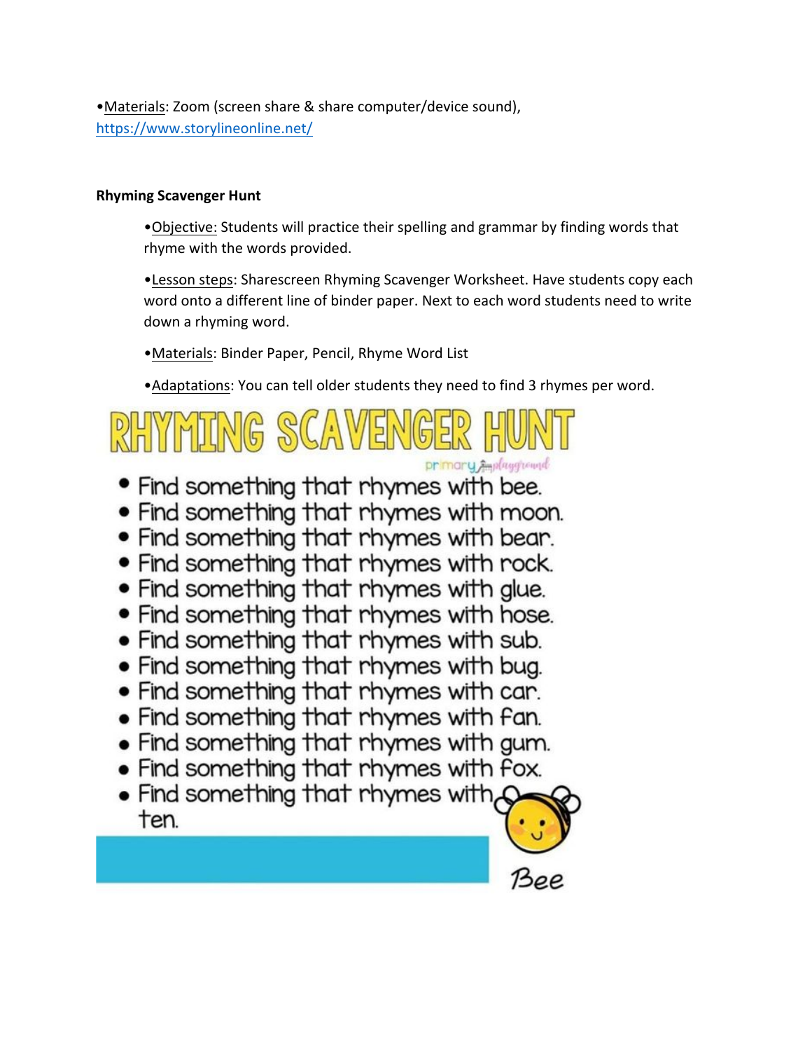•Materials: Zoom (screen share & share computer/device sound), https://www.storylineonline.net/

**Rhyming Scavenger Hunt**

•Objective: Students will practice their spelling and grammar by finding words that rhyme with the words provided.

•Lesson steps: Sharescreen Rhyming Scavenger Worksheet. Have students copy each word onto a different line of binder paper. Next to each word students need to write down a rhyming word.

•Materials: Binder Paper, Pencil, Rhyme Word List

•Adaptations: You can tell older students they need to find 3 rhymes per word.

# RHYMING SCAVENGER HUNT

primary playground

- Find something that rhymes with bee.
- Find something that rhymes with moon.
- Find something that rhymes with bear.
- Find something that rhymes with rock.
- Find something that rhymes with glue.
- Find something that rhymes with hose.
- Find something that rhymes with sub.
- Find something that rhymes with bug.
- Find something that rhymes with car.
- Find something that rhymes with fan.
- Find something that rhymes with gum.
- Find something that rhymes with fox.
- Find something that rhymes with ten.

Bee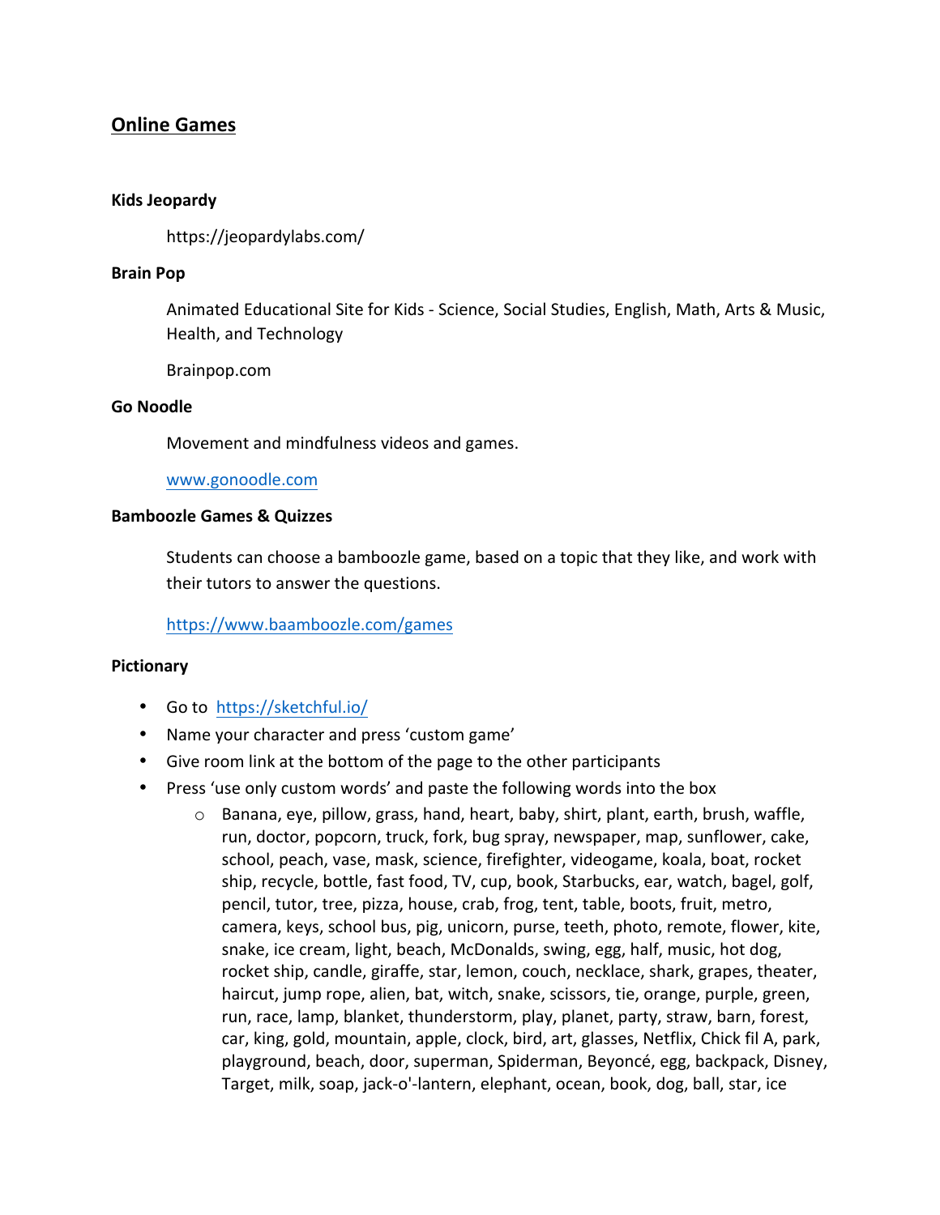## Online Games

### Kids Jeopardy

https://jeopardylabs.com/

### Brain Pop

Animated Educational Site for Kids - Science, Social Studies, English, Math, Arts & Music, Health, and Technology

Brainpop.com

### Go Noodle

Movement and mindfulness videos and games.

www.gonoodle.com

### Bamboozle Games & Quizzes

Students can choose a bamboozle game, based on a topic that they like, and work with their tutors to answer the questions.

https://www.baamboozle.com/games

### Pictionary

- Go to https://sketchful.io/
- Name your character and press 'custom game'
- Give room link at the bottom of the page to the other participants
- Press 'use only custom words' and paste the following words into the box
  - Banana, eye, pillow, grass, hand, heart, baby, shirt, plant, earth, brush, waffle, run, doctor, popcorn, truck, fork, bug spray, newspaper, map, sunflower, cake, school, peach, vase, mask, science, firefighter, videogame, koala, boat, rocket ship, recycle, bottle, fast food, TV, cup, book, Starbucks, ear, watch, bagel, golf, pencil, tutor, tree, pizza, house, crab, frog, tent, table, boots, fruit, metro, camera, keys, school bus, pig, unicorn, purse, teeth, photo, remote, flower, kite, snake, ice cream, light, beach, McDonalds, swing, egg, half, music, hot dog, rocket ship, candle, giraffe, star, lemon, couch, necklace, shark, grapes, theater, haircut, jump rope, alien, bat, witch, snake, scissors, tie, orange, purple, green, run, race, lamp, blanket, thunderstorm, play, planet, party, straw, barn, forest, car, king, gold, mountain, apple, clock, bird, art, glasses, Netflix, Chick fil A, park, playground, beach, door, superman, Spiderman, Beyoncé, egg, backpack, Disney, Target, milk, soap, jack-o'-lantern, elephant, ocean, book, dog, ball, star, ice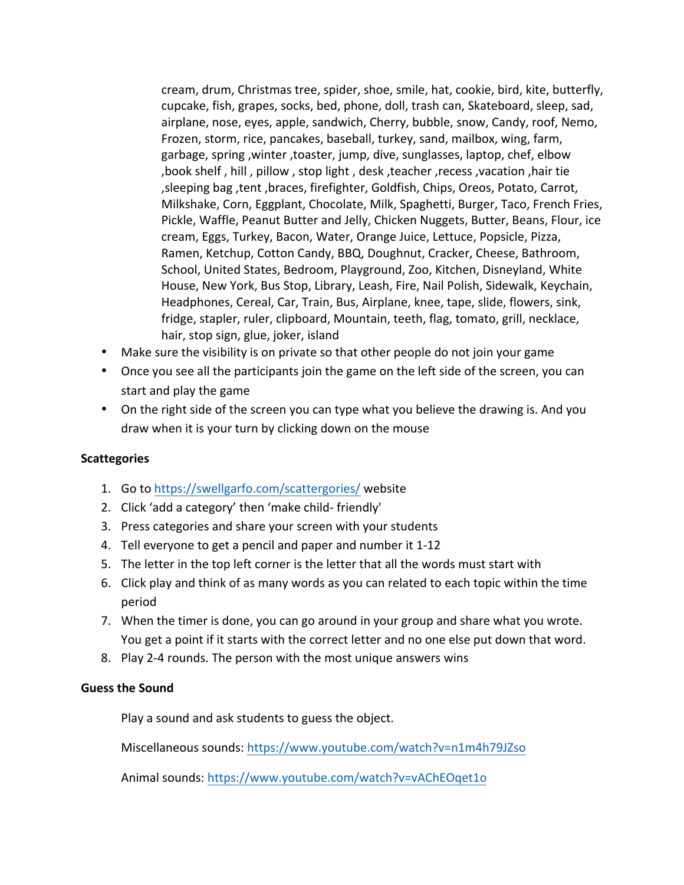cream, drum, Christmas tree, spider, shoe, smile, hat, cookie, bird, kite, butterfly, cupcake, fish, grapes, socks, bed, phone, doll, trash can, Skateboard, sleep, sad, airplane, nose, eyes, apple, sandwich, Cherry, bubble, snow, Candy, roof, Nemo, Frozen, storm, rice, pancakes, baseball, turkey, sand, mailbox, wing, farm, garbage, spring ,winter ,toaster, jump, dive, sunglasses, laptop, chef, elbow ,book shelf , hill , pillow , stop light , desk ,teacher ,recess ,vacation ,hair tie ,sleeping bag ,tent ,braces, firefighter, Goldfish, Chips, Oreos, Potato, Carrot, Milkshake, Corn, Eggplant, Chocolate, Milk, Spaghetti, Burger, Taco, French Fries, Pickle, Waffle, Peanut Butter and Jelly, Chicken Nuggets, Butter, Beans, Flour, ice cream, Eggs, Turkey, Bacon, Water, Orange Juice, Lettuce, Popsicle, Pizza, Ramen, Ketchup, Cotton Candy, BBQ, Doughnut, Cracker, Cheese, Bathroom, School, United States, Bedroom, Playground, Zoo, Kitchen, Disneyland, White House, New York, Bus Stop, Library, Leash, Fire, Nail Polish, Sidewalk, Keychain, Headphones, Cereal, Car, Train, Bus, Airplane, knee, tape, slide, flowers, sink, fridge, stapler, ruler, clipboard, Mountain, teeth, flag, tomato, grill, necklace, hair, stop sign, glue, joker, island

- Make sure the visibility is on private so that other people do not join your game
- Once you see all the participants join the game on the left side of the screen, you can start and play the game
- On the right side of the screen you can type what you believe the drawing is. And you draw when it is your turn by clicking down on the mouse

**Scattegories**

1. Go to https://swellgarfo.com/scattergories/ website
2. Click 'add a category' then 'make child- friendly'
3. Press categories and share your screen with your students
4. Tell everyone to get a pencil and paper and number it 1-12
5. The letter in the top left corner is the letter that all the words must start with
6. Click play and think of as many words as you can related to each topic within the time period
7. When the timer is done, you can go around in your group and share what you wrote. You get a point if it starts with the correct letter and no one else put down that word.
8. Play 2-4 rounds. The person with the most unique answers wins

**Guess the Sound**

Play a sound and ask students to guess the object.

Miscellaneous sounds: https://www.youtube.com/watch?v=n1m4h79JZso

Animal sounds: https://www.youtube.com/watch?v=vAChEOqet1o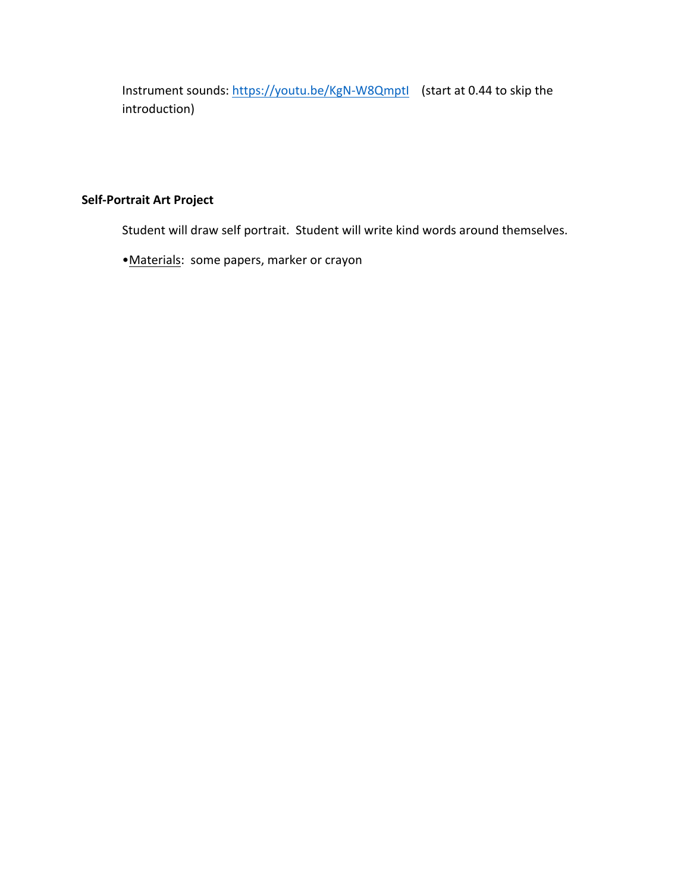Instrument sounds: https://youtu.be/KgN-W8QmptI (start at 0.44 to skip the introduction)

**Self-Portrait Art Project**

Student will draw self portrait. Student will write kind words around themselves.

•Materials: some papers, marker or crayon